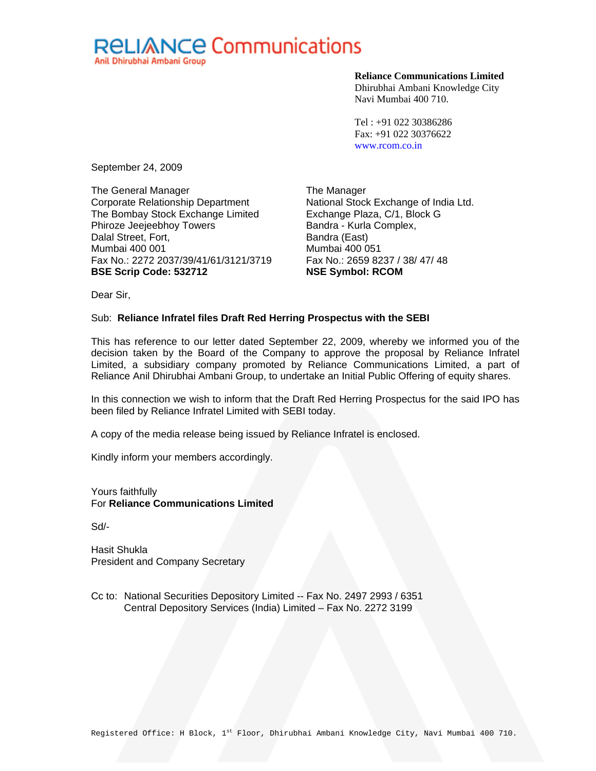**RELIANCE Communications**
Anil Dhirubhai Ambani Group

**Reliance Communications Limited**
Dhirubhai Ambani Knowledge City
Navi Mumbai 400 710.

Tel : +91 022 30386286
Fax: +91 022 30376622
www.rcom.co.in

September 24, 2009

The General Manager
Corporate Relationship Department
The Bombay Stock Exchange Limited
Phiroze Jeejeebhoy Towers
Dalal Street, Fort,
Mumbai 400 001
Fax No.: 2272 2037/39/41/61/3121/3719
**BSE Scrip Code: 532712**

The Manager
National Stock Exchange of India Ltd.
Exchange Plaza, C/1, Block G
Bandra - Kurla Complex,
Bandra (East)
Mumbai 400 051
Fax No.: 2659 8237 / 38/ 47/ 48
**NSE Symbol: RCOM**

Dear Sir,

Sub: **Reliance Infratel files Draft Red Herring Prospectus with the SEBI**

This has reference to our letter dated September 22, 2009, whereby we informed you of the decision taken by the Board of the Company to approve the proposal by Reliance Infratel Limited, a subsidiary company promoted by Reliance Communications Limited, a part of Reliance Anil Dhirubhai Ambani Group, to undertake an Initial Public Offering of equity shares.

In this connection we wish to inform that the Draft Red Herring Prospectus for the said IPO has been filed by Reliance Infratel Limited with SEBI today.

A copy of the media release being issued by Reliance Infratel is enclosed.

Kindly inform your members accordingly.

Yours faithfully
For **Reliance Communications Limited**

Sd/-

Hasit Shukla
President and Company Secretary

Cc to: National Securities Depository Limited -- Fax No. 2497 2993 / 6351
Central Depository Services (India) Limited – Fax No. 2272 3199

Registered Office: H Block, 1st Floor, Dhirubhai Ambani Knowledge City, Navi Mumbai 400 710.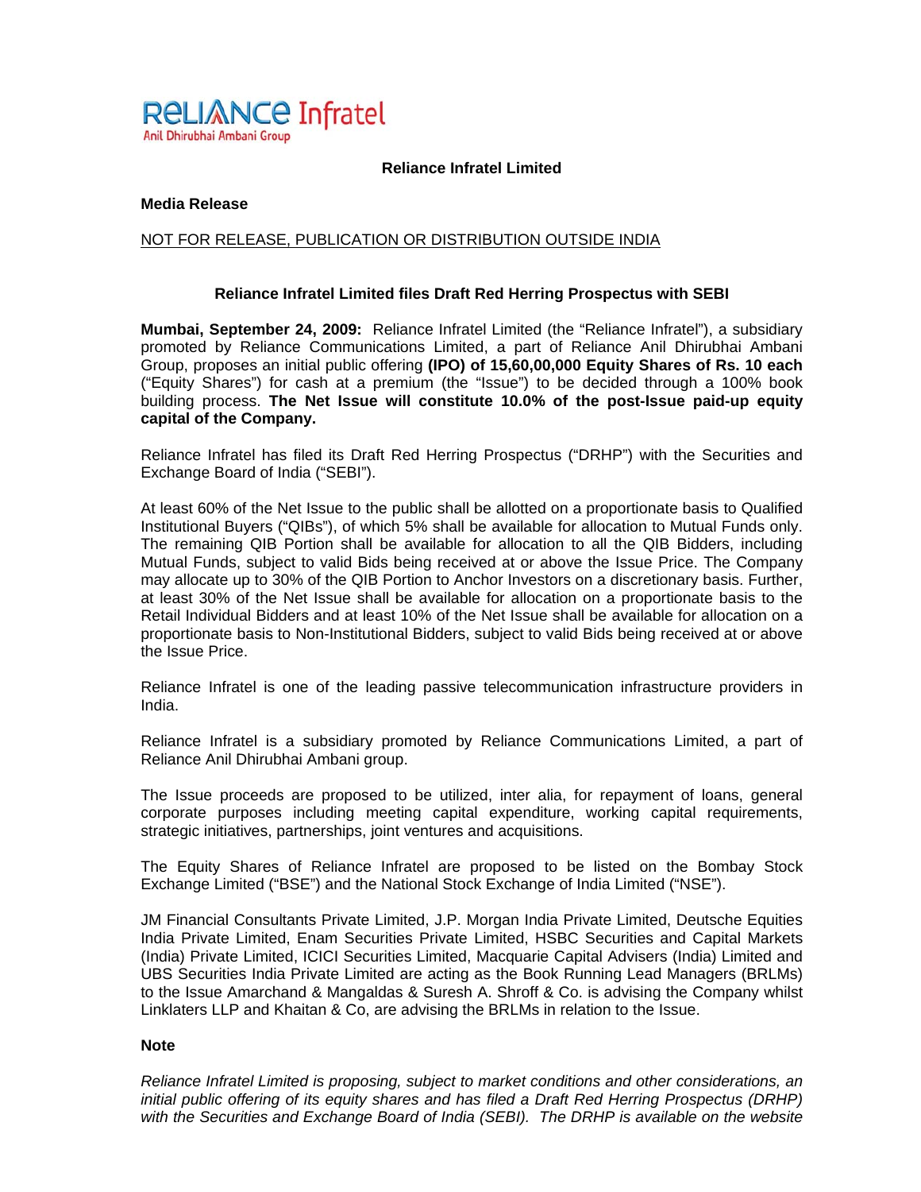**Reliance Infratel Limited**

**Media Release**

NOT FOR RELEASE, PUBLICATION OR DISTRIBUTION OUTSIDE INDIA

**Reliance Infratel Limited files Draft Red Herring Prospectus with SEBI**

**Mumbai, September 24, 2009:** Reliance Infratel Limited (the "Reliance Infratel"), a subsidiary promoted by Reliance Communications Limited, a part of Reliance Anil Dhirubhai Ambani Group, proposes an initial public offering **(IPO) of 15,60,00,000 Equity Shares of Rs. 10 each** ("Equity Shares") for cash at a premium (the "Issue") to be decided through a 100% book building process. **The Net Issue will constitute 10.0% of the post-Issue paid-up equity capital of the Company.**

Reliance Infratel has filed its Draft Red Herring Prospectus ("DRHP") with the Securities and Exchange Board of India ("SEBI").

At least 60% of the Net Issue to the public shall be allotted on a proportionate basis to Qualified Institutional Buyers ("QIBs"), of which 5% shall be available for allocation to Mutual Funds only. The remaining QIB Portion shall be available for allocation to all the QIB Bidders, including Mutual Funds, subject to valid Bids being received at or above the Issue Price. The Company may allocate up to 30% of the QIB Portion to Anchor Investors on a discretionary basis. Further, at least 30% of the Net Issue shall be available for allocation on a proportionate basis to the Retail Individual Bidders and at least 10% of the Net Issue shall be available for allocation on a proportionate basis to Non-Institutional Bidders, subject to valid Bids being received at or above the Issue Price.

Reliance Infratel is one of the leading passive telecommunication infrastructure providers in India.

Reliance Infratel is a subsidiary promoted by Reliance Communications Limited, a part of Reliance Anil Dhirubhai Ambani group.

The Issue proceeds are proposed to be utilized, inter alia, for repayment of loans, general corporate purposes including meeting capital expenditure, working capital requirements, strategic initiatives, partnerships, joint ventures and acquisitions.

The Equity Shares of Reliance Infratel are proposed to be listed on the Bombay Stock Exchange Limited ("BSE") and the National Stock Exchange of India Limited ("NSE").

JM Financial Consultants Private Limited, J.P. Morgan India Private Limited, Deutsche Equities India Private Limited, Enam Securities Private Limited, HSBC Securities and Capital Markets (India) Private Limited, ICICI Securities Limited, Macquarie Capital Advisers (India) Limited and UBS Securities India Private Limited are acting as the Book Running Lead Managers (BRLMs) to the Issue Amarchand & Mangaldas & Suresh A. Shroff & Co. is advising the Company whilst Linklaters LLP and Khaitan & Co, are advising the BRLMs in relation to the Issue.

**Note**

*Reliance Infratel Limited is proposing, subject to market conditions and other considerations, an initial public offering of its equity shares and has filed a Draft Red Herring Prospectus (DRHP) with the Securities and Exchange Board of India (SEBI). The DRHP is available on the website*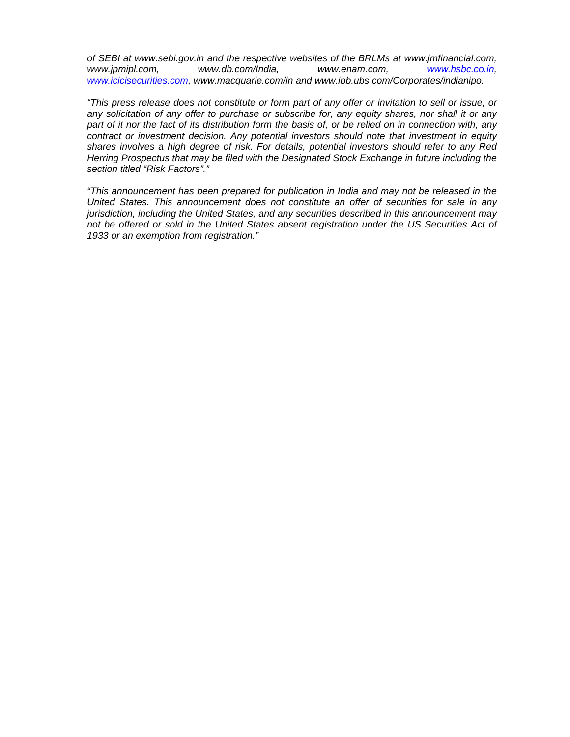*of SEBI at www.sebi.gov.in and the respective websites of the BRLMs at www.jmfinancial.com, www.jpmipl.com, www.db.com/India, www.enam.com, www.hsbc.co.in, www.icicisecurities.com, www.macquarie.com/in and www.ibb.ubs.com/Corporates/indianipo.*

*"This press release does not constitute or form part of any offer or invitation to sell or issue, or any solicitation of any offer to purchase or subscribe for, any equity shares, nor shall it or any part of it nor the fact of its distribution form the basis of, or be relied on in connection with, any contract or investment decision. Any potential investors should note that investment in equity shares involves a high degree of risk. For details, potential investors should refer to any Red Herring Prospectus that may be filed with the Designated Stock Exchange in future including the section titled "Risk Factors"."*

*"This announcement has been prepared for publication in India and may not be released in the United States. This announcement does not constitute an offer of securities for sale in any jurisdiction, including the United States, and any securities described in this announcement may not be offered or sold in the United States absent registration under the US Securities Act of 1933 or an exemption from registration."*